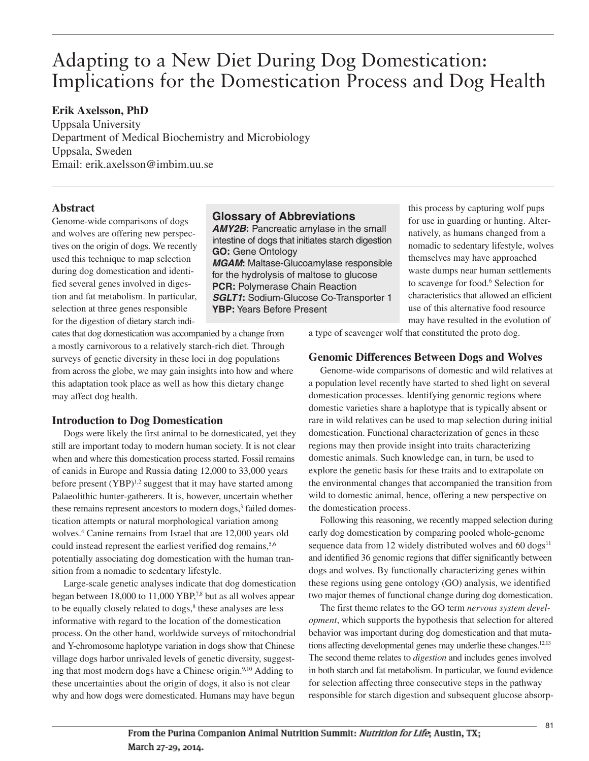# Adapting to a New Diet During Dog Domestication: Implications for the Domestication Process and Dog Health

**Erik Axelsson, PhD**
Uppsala University
Department of Medical Biochemistry and Microbiology
Uppsala, Sweden
Email: erik.axelsson@imbim.uu.se

## Abstract

Genome-wide comparisons of dogs and wolves are offering new perspectives on the origin of dogs. We recently used this technique to map selection during dog domestication and identified several genes involved in digestion and fat metabolism. In particular, selection at three genes responsible for the digestion of dietary starch indicates that dog domestication was accompanied by a change from a mostly carnivorous to a relatively starch-rich diet. Through surveys of genetic diversity in these loci in dog populations from across the globe, we may gain insights into how and where this adaptation took place as well as how this dietary change may affect dog health.

### Glossary of Abbreviations

***AMY2B*:** Pancreatic amylase in the small intestine of dogs that initiates starch digestion
**GO:** Gene Ontology
***MGAM*:** Maltase-Glucoamylase responsible for the hydrolysis of maltose to glucose
**PCR:** Polymerase Chain Reaction
***SGLT1*:** Sodium-Glucose Co-Transporter 1
**YBP:** Years Before Present

## Introduction to Dog Domestication

Dogs were likely the first animal to be domesticated, yet they still are important today to modern human society. It is not clear when and where this domestication process started. Fossil remains of canids in Europe and Russia dating 12,000 to 33,000 years before present (YBP)[1,2] suggest that it may have started among Palaeolithic hunter-gatherers. It is, however, uncertain whether these remains represent ancestors to modern dogs,[3] failed domestication attempts or natural morphological variation among wolves.[4] Canine remains from Israel that are 12,000 years old could instead represent the earliest verified dog remains,[5,6] potentially associating dog domestication with the human transition from a nomadic to sedentary lifestyle.

Large-scale genetic analyses indicate that dog domestication began between 18,000 to 11,000 YBP,[7,8] but as all wolves appear to be equally closely related to dogs,[8] these analyses are less informative with regard to the location of the domestication process. On the other hand, worldwide surveys of mitochondrial and Y-chromosome haplotype variation in dogs show that Chinese village dogs harbor unrivaled levels of genetic diversity, suggesting that most modern dogs have a Chinese origin.[9,10] Adding to these uncertainties about the origin of dogs, it also is not clear why and how dogs were domesticated. Humans may have begun this process by capturing wolf pups for use in guarding or hunting. Alternatively, as humans changed from a nomadic to sedentary lifestyle, wolves themselves may have approached waste dumps near human settlements to scavenge for food.[6] Selection for characteristics that allowed an efficient use of this alternative food resource may have resulted in the evolution of a type of scavenger wolf that constituted the proto dog.

## Genomic Differences Between Dogs and Wolves

Genome-wide comparisons of domestic and wild relatives at a population level recently have started to shed light on several domestication processes. Identifying genomic regions where domestic varieties share a haplotype that is typically absent or rare in wild relatives can be used to map selection during initial domestication. Functional characterization of genes in these regions may then provide insight into traits characterizing domestic animals. Such knowledge can, in turn, be used to explore the genetic basis for these traits and to extrapolate on the environmental changes that accompanied the transition from wild to domestic animal, hence, offering a new perspective on the domestication process.

Following this reasoning, we recently mapped selection during early dog domestication by comparing pooled whole-genome sequence data from 12 widely distributed wolves and 60 dogs[11] and identified 36 genomic regions that differ significantly between dogs and wolves. By functionally characterizing genes within these regions using gene ontology (GO) analysis, we identified two major themes of functional change during dog domestication.

The first theme relates to the GO term *nervous system development*, which supports the hypothesis that selection for altered behavior was important during dog domestication and that mutations affecting developmental genes may underlie these changes.[12,13] The second theme relates to *digestion* and includes genes involved in both starch and fat metabolism. In particular, we found evidence for selection affecting three consecutive steps in the pathway responsible for starch digestion and subsequent glucose absorp-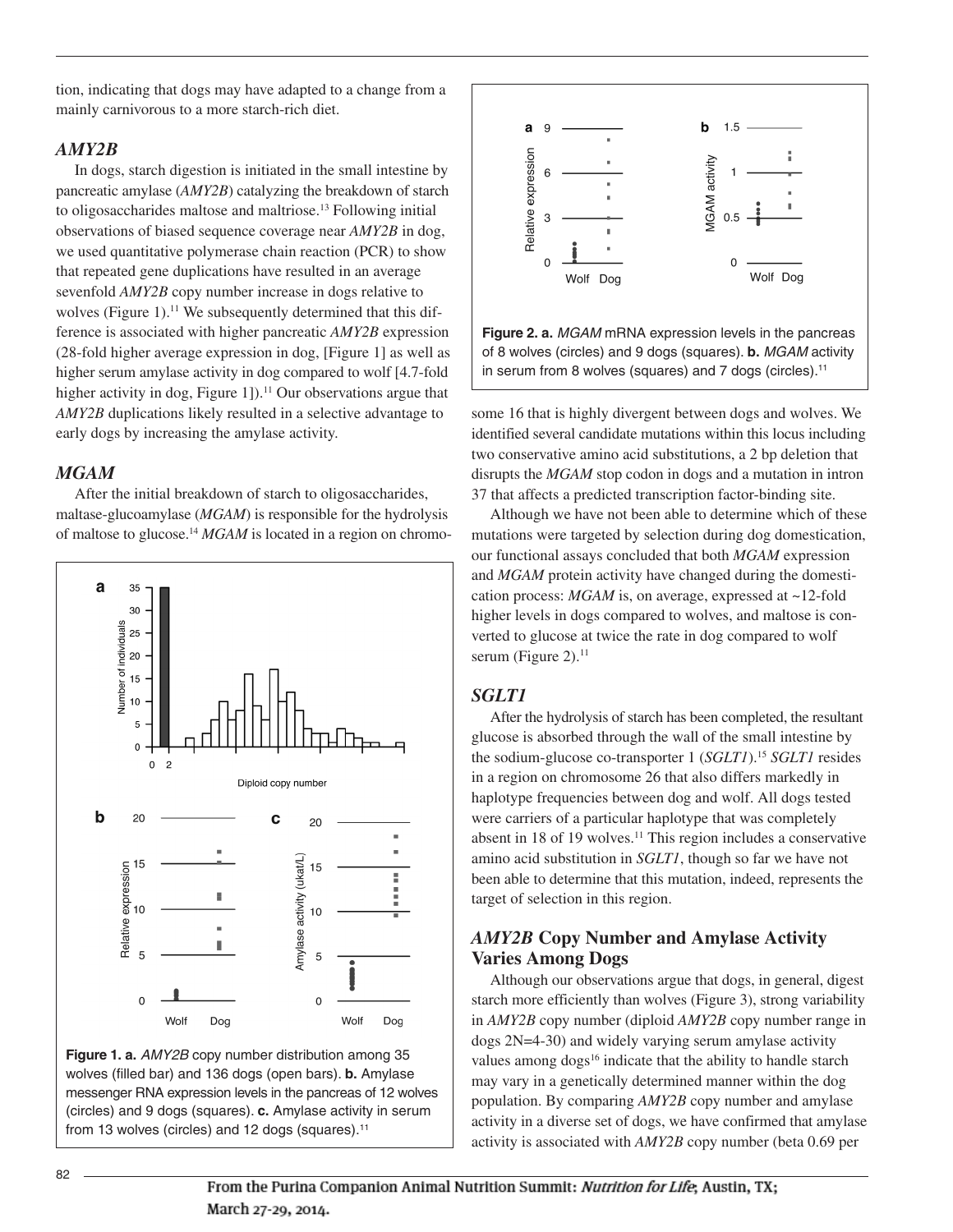tion, indicating that dogs may have adapted to a change from a mainly carnivorous to a more starch-rich diet.

### *AMY2B*

In dogs, starch digestion is initiated in the small intestine by pancreatic amylase (*AMY2B*) catalyzing the breakdown of starch to oligosaccharides maltose and maltriose.[13] Following initial observations of biased sequence coverage near *AMY2B* in dog, we used quantitative polymerase chain reaction (PCR) to show that repeated gene duplications have resulted in an average sevenfold *AMY2B* copy number increase in dogs relative to wolves (Figure 1).[11] We subsequently determined that this difference is associated with higher pancreatic *AMY2B* expression (28-fold higher average expression in dog, [Figure 1] as well as higher serum amylase activity in dog compared to wolf [4.7-fold higher activity in dog, Figure 1]).[11] Our observations argue that *AMY2B* duplications likely resulted in a selective advantage to early dogs by increasing the amylase activity.

### *MGAM*

After the initial breakdown of starch to oligosaccharides, maltase-glucoamylase (*MGAM*) is responsible for the hydrolysis of maltose to glucose.[14] *MGAM* is located in a region on chromosome 16 that is highly divergent between dogs and wolves. We identified several candidate mutations within this locus including two conservative amino acid substitutions, a 2 bp deletion that disrupts the *MGAM* stop codon in dogs and a mutation in intron 37 that affects a predicted transcription factor-binding site.

**Figure 1. a.** *AMY2B* copy number distribution among 35 wolves (filled bar) and 136 dogs (open bars). **b.** Amylase messenger RNA expression levels in the pancreas of 12 wolves (circles) and 9 dogs (squares). **c.** Amylase activity in serum from 13 wolves (circles) and 12 dogs (squares).[11]

**Figure 2. a.** *MGAM* mRNA expression levels in the pancreas of 8 wolves (circles) and 9 dogs (squares). **b.** *MGAM* activity in serum from 8 wolves (squares) and 7 dogs (circles).[11]

Although we have not been able to determine which of these mutations were targeted by selection during dog domestication, our functional assays concluded that both *MGAM* expression and *MGAM* protein activity have changed during the domestication process: *MGAM* is, on average, expressed at ~12-fold higher levels in dogs compared to wolves, and maltose is converted to glucose at twice the rate in dog compared to wolf serum (Figure 2).[11]

### *SGLT1*

After the hydrolysis of starch has been completed, the resultant glucose is absorbed through the wall of the small intestine by the sodium-glucose co-transporter 1 (*SGLT1*).[15] *SGLT1* resides in a region on chromosome 26 that also differs markedly in haplotype frequencies between dog and wolf. All dogs tested were carriers of a particular haplotype that was completely absent in 18 of 19 wolves.[11] This region includes a conservative amino acid substitution in *SGLT1*, though so far we have not been able to determine that this mutation, indeed, represents the target of selection in this region.

### *AMY2B* Copy Number and Amylase Activity Varies Among Dogs

Although our observations argue that dogs, in general, digest starch more efficiently than wolves (Figure 3), strong variability in *AMY2B* copy number (diploid *AMY2B* copy number range in dogs 2N=4-30) and widely varying serum amylase activity values among dogs[16] indicate that the ability to handle starch may vary in a genetically determined manner within the dog population. By comparing *AMY2B* copy number and amylase activity in a diverse set of dogs, we have confirmed that amylase activity is associated with *AMY2B* copy number (beta 0.69 per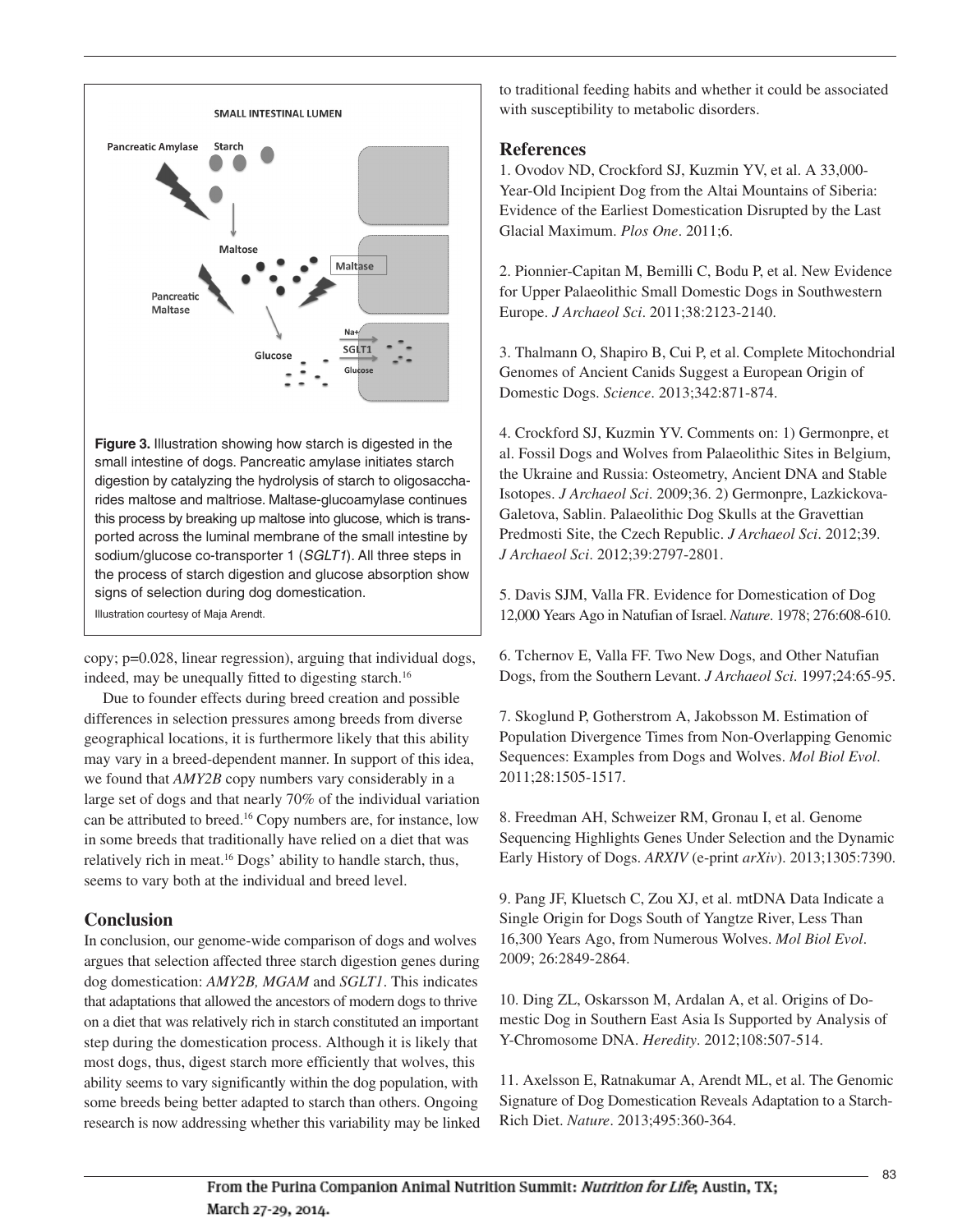**Figure 3.** Illustration showing how starch is digested in the small intestine of dogs. Pancreatic amylase initiates starch digestion by catalyzing the hydrolysis of starch to oligosaccharides maltose and maltriose. Maltase-glucoamylase continues this process by breaking up maltose into glucose, which is transported across the luminal membrane of the small intestine by sodium/glucose co-transporter 1 (*SGLT1*). All three steps in the process of starch digestion and glucose absorption show signs of selection during dog domestication.

Illustration courtesy of Maja Arendt.

copy; p=0.028, linear regression), arguing that individual dogs, indeed, may be unequally fitted to digesting starch.[16]

Due to founder effects during breed creation and possible differences in selection pressures among breeds from diverse geographical locations, it is furthermore likely that this ability may vary in a breed-dependent manner. In support of this idea, we found that *AMY2B* copy numbers vary considerably in a large set of dogs and that nearly 70% of the individual variation can be attributed to breed.[16] Copy numbers are, for instance, low in some breeds that traditionally have relied on a diet that was relatively rich in meat.[16] Dogs' ability to handle starch, thus, seems to vary both at the individual and breed level.

## Conclusion

In conclusion, our genome-wide comparison of dogs and wolves argues that selection affected three starch digestion genes during dog domestication: *AMY2B, MGAM* and *SGLT1*. This indicates that adaptations that allowed the ancestors of modern dogs to thrive on a diet that was relatively rich in starch constituted an important step during the domestication process. Although it is likely that most dogs, thus, digest starch more efficiently that wolves, this ability seems to vary significantly within the dog population, with some breeds being better adapted to starch than others. Ongoing research is now addressing whether this variability may be linked to traditional feeding habits and whether it could be associated with susceptibility to metabolic disorders.

## References

1. Ovodov ND, Crockford SJ, Kuzmin YV, et al. A 33,000-Year-Old Incipient Dog from the Altai Mountains of Siberia: Evidence of the Earliest Domestication Disrupted by the Last Glacial Maximum. *Plos One*. 2011;6.

2. Pionnier-Capitan M, Bemilli C, Bodu P, et al. New Evidence for Upper Palaeolithic Small Domestic Dogs in Southwestern Europe. *J Archaeol Sci*. 2011;38:2123-2140.

3. Thalmann O, Shapiro B, Cui P, et al. Complete Mitochondrial Genomes of Ancient Canids Suggest a European Origin of Domestic Dogs. *Science*. 2013;342:871-874.

4. Crockford SJ, Kuzmin YV. Comments on: 1) Germonpre, et al. Fossil Dogs and Wolves from Palaeolithic Sites in Belgium, the Ukraine and Russia: Osteometry, Ancient DNA and Stable Isotopes. *J Archaeol Sci*. 2009;36. 2) Germonpre, Lazkickova-Galetova, Sablin. Palaeolithic Dog Skulls at the Gravettian Predmosti Site, the Czech Republic. *J Archaeol Sci*. 2012;39. *J Archaeol Sci*. 2012;39:2797-2801.

5. Davis SJM, Valla FR. Evidence for Domestication of Dog 12,000 Years Ago in Natufian of Israel. *Nature*. 1978; 276:608-610.

6. Tchernov E, Valla FF. Two New Dogs, and Other Natufian Dogs, from the Southern Levant. *J Archaeol Sci*. 1997;24:65-95.

7. Skoglund P, Gotherstrom A, Jakobsson M. Estimation of Population Divergence Times from Non-Overlapping Genomic Sequences: Examples from Dogs and Wolves. *Mol Biol Evol*. 2011;28:1505-1517.

8. Freedman AH, Schweizer RM, Gronau I, et al. Genome Sequencing Highlights Genes Under Selection and the Dynamic Early History of Dogs. *ARXIV* (e-print *arXiv*). 2013;1305:7390.

9. Pang JF, Kluetsch C, Zou XJ, et al. mtDNA Data Indicate a Single Origin for Dogs South of Yangtze River, Less Than 16,300 Years Ago, from Numerous Wolves. *Mol Biol Evol*. 2009; 26:2849-2864.

10. Ding ZL, Oskarsson M, Ardalan A, et al. Origins of Domestic Dog in Southern East Asia Is Supported by Analysis of Y-Chromosome DNA. *Heredity*. 2012;108:507-514.

11. Axelsson E, Ratnakumar A, Arendt ML, et al. The Genomic Signature of Dog Domestication Reveals Adaptation to a Starch-Rich Diet. *Nature*. 2013;495:360-364.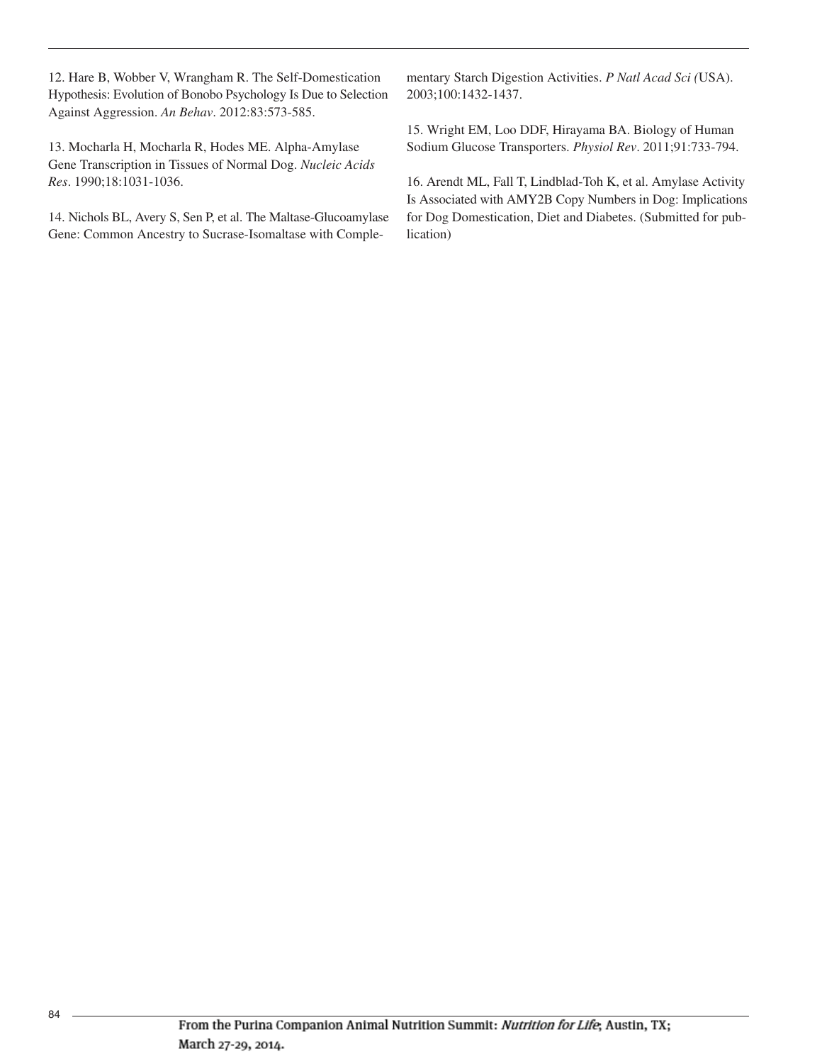12. Hare B, Wobber V, Wrangham R. The Self-Domestication Hypothesis: Evolution of Bonobo Psychology Is Due to Selection Against Aggression. *An Behav*. 2012:83:573-585.

13. Mocharla H, Mocharla R, Hodes ME. Alpha-Amylase Gene Transcription in Tissues of Normal Dog. *Nucleic Acids Res*. 1990;18:1031-1036.

14. Nichols BL, Avery S, Sen P, et al. The Maltase-Glucoamylase Gene: Common Ancestry to Sucrase-Isomaltase with Complementary Starch Digestion Activities. *P Natl Acad Sci (*USA). 2003;100:1432-1437.

15. Wright EM, Loo DDF, Hirayama BA. Biology of Human Sodium Glucose Transporters. *Physiol Rev*. 2011;91:733-794.

16. Arendt ML, Fall T, Lindblad-Toh K, et al. Amylase Activity Is Associated with AMY2B Copy Numbers in Dog: Implications for Dog Domestication, Diet and Diabetes. (Submitted for publication)